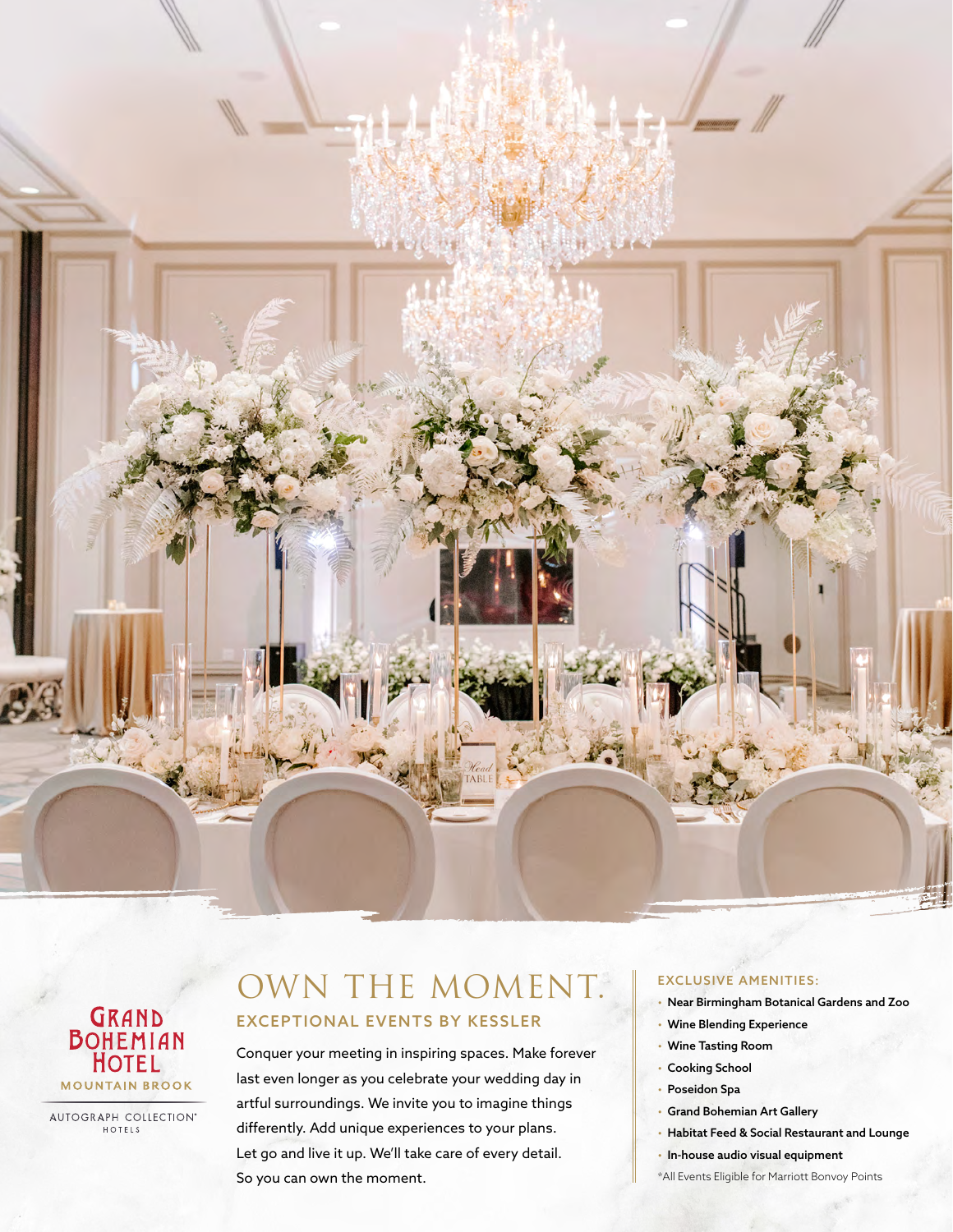GRAND BOHEMIAN HOTEL

MOUNTAIN BROOK

AUTOGRAPH COLLECTION® HOTELS

# OWN THE MOMENT.

## EXCEPTIONAL EVENTS BY KESSLER

Conquer your meeting in inspiring spaces. Make forever last even longer as you celebrate your wedding day in artful surroundings. We invite you to imagine things differently. Add unique experiences to your plans. Let go and live it up. We'll take care of every detail. So you can own the moment.

### EXCLUSIVE AMENITIES:

- **Near Birmingham Botanical Gardens and Zoo**
- **Wine Blending Experience**
- **Wine Tasting Room**
- **Cooking School**
- **Poseidon Spa**
- **Grand Bohemian Art Gallery**
- **Habitat Feed & Social Restaurant and Lounge**
- **In-house audio visual equipment**

*All Events Eligible for Marriott Bonvoy Points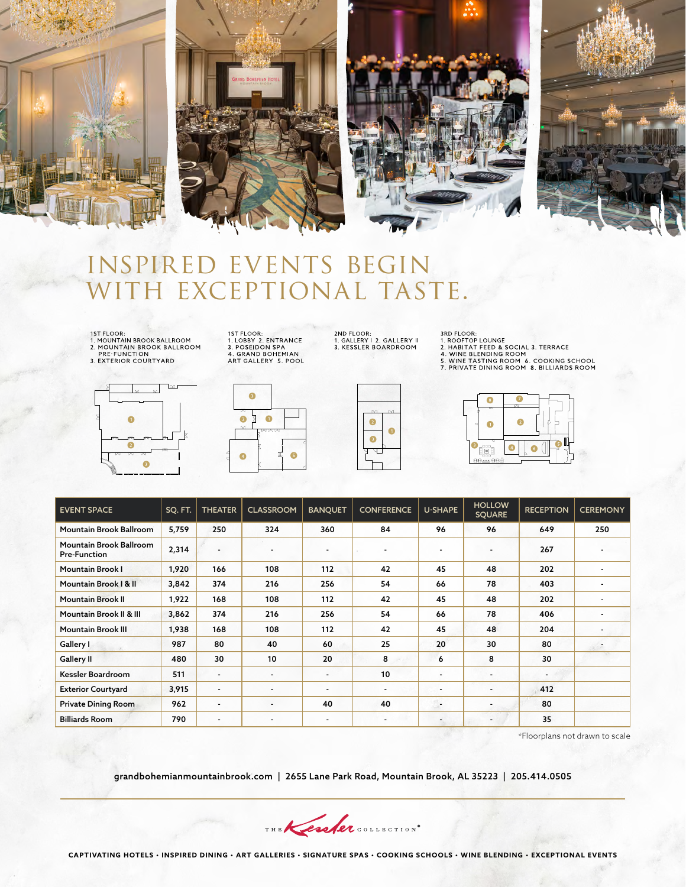# INSPIRED EVENTS BEGIN WITH EXCEPTIONAL TASTE.

1ST FLOOR:
1. MOUNTAIN BROOK BALLROOM
2. MOUNTAIN BROOK BALLROOM PRE-FUNCTION
3. EXTERIOR COURTYARD

1ST FLOOR:
1. LOBBY 2. ENTRANCE
3. POSEIDON SPA
4. GRAND BOHEMIAN ART GALLERY 5. POOL

2ND FLOOR:
1. GALLERY I 2. GALLERY II
3. KESSLER BOARDROOM

3RD FLOOR:
1. ROOFTOP LOUNGE
2. HABITAT FEED & SOCIAL 3. TERRACE
4. WINE BLENDING ROOM
5. WINE TASTING ROOM 6. COOKING SCHOOL
7. PRIVATE DINING ROOM 8. BILLIARDS ROOM

| EVENT SPACE | SQ. FT. | THEATER | CLASSROOM | BANQUET | CONFERENCE | U-SHAPE | HOLLOW SQUARE | RECEPTION | CEREMONY |
|---|---|---|---|---|---|---|---|---|---|
| Mountain Brook Ballroom | 5,759 | 250 | 324 | 360 | 84 | 96 | 96 | 649 | 250 |
| Mountain Brook Ballroom Pre-Function | 2,314 | - | - | - | - | - | - | 267 | - |
| Mountain Brook I | 1,920 | 166 | 108 | 112 | 42 | 45 | 48 | 202 | - |
| Mountain Brook I & II | 3,842 | 374 | 216 | 256 | 54 | 66 | 78 | 403 | - |
| Mountain Brook II | 1,922 | 168 | 108 | 112 | 42 | 45 | 48 | 202 | - |
| Mountain Brook II & III | 3,862 | 374 | 216 | 256 | 54 | 66 | 78 | 406 | - |
| Mountain Brook III | 1,938 | 168 | 108 | 112 | 42 | 45 | 48 | 204 | - |
| Gallery I | 987 | 80 | 40 | 60 | 25 | 20 | 30 | 80 | - |
| Gallery II | 480 | 30 | 10 | 20 | 8 | 6 | 8 | 30 | |
| Kessler Boardroom | 511 | - | - | - | 10 | - | - | - | |
| Exterior Courtyard | 3,915 | - | - | - | - | - | - | 412 | |
| Private Dining Room | 962 | - | - | 40 | 40 | - | - | 80 | |
| Billiards Room | 790 | - | - | - | - | - | - | 35 | |

*Floorplans not drawn to scale

grandbohemianmountainbrook.com | 2655 Lane Park Road, Mountain Brook, AL 35223 | 205.414.0505

THE Kessler COLLECTION®

CAPTIVATING HOTELS · INSPIRED DINING · ART GALLERIES · SIGNATURE SPAS · COOKING SCHOOLS · WINE BLENDING · EXCEPTIONAL EVENTS